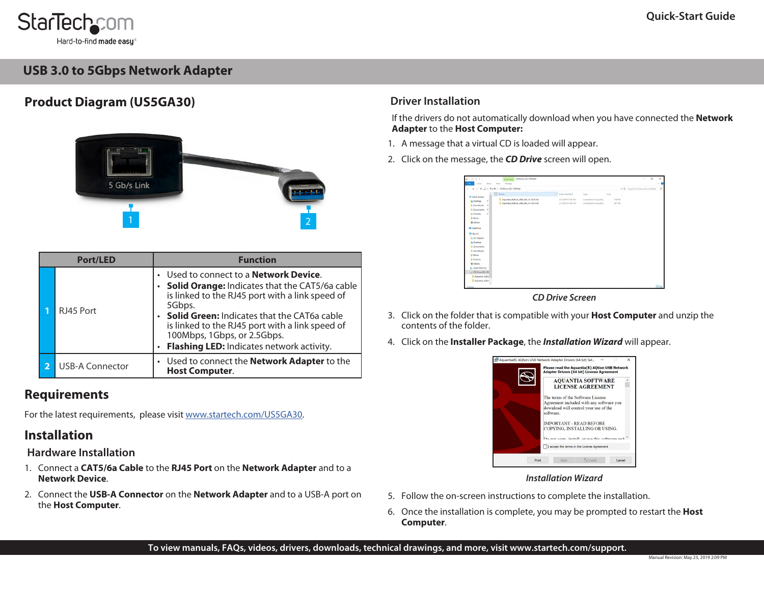StarTech.com

Hard-to-find made easy®

Quick-Start Guide

# USB 3.0 to 5Gbps Network Adapter

## Product Diagram (US5GA30)

| | Port/LED | Function |
|---|---|---|
| 1 | RJ45 Port | • Used to connect to a **Network Device**.<br>• **Solid Orange:** Indicates that the CAT5/6a cable is linked to the RJ45 port with a link speed of 5Gbps.<br>• **Solid Green:** Indicates that the CAT6a cable is linked to the RJ45 port with a link speed of 100Mbps, 1Gbps, or 2.5Gbps.<br>• **Flashing LED:** Indicates network activity. |
| 2 | USB-A Connector | • Used to connect the **Network Adapter** to the **Host Computer**. |

## Requirements

For the latest requirements, please visit www.startech.com/US5GA30.

## Installation

### Hardware Installation

1. Connect a **CAT5/6a Cable** to the **RJ45 Port** on the **Network Adapter** and to a **Network Device**.
2. Connect the **USB-A Connector** on the **Network Adapter** and to a USB-A port on the **Host Computer**.

### Driver Installation

If the drivers do not automatically download when you have connected the **Network Adapter** to the **Host Computer:**

1. A message that a virtual CD is loaded will appear.
2. Click on the message, the ***CD Drive*** screen will open.

*CD Drive Screen*

3. Click on the folder that is compatible with your **Host Computer** and unzip the contents of the folder.
4. Click on the **Installer Package**, the ***Installation Wizard*** will appear.

*Installation Wizard*

5. Follow the on-screen instructions to complete the installation.
6. Once the installation is complete, you may be prompted to restart the **Host Computer**.

**To view manuals, FAQs, videos, drivers, downloads, technical drawings, and more, visit www.startech.com/support.**

Manual Revision: May 23, 2019 2:09 PM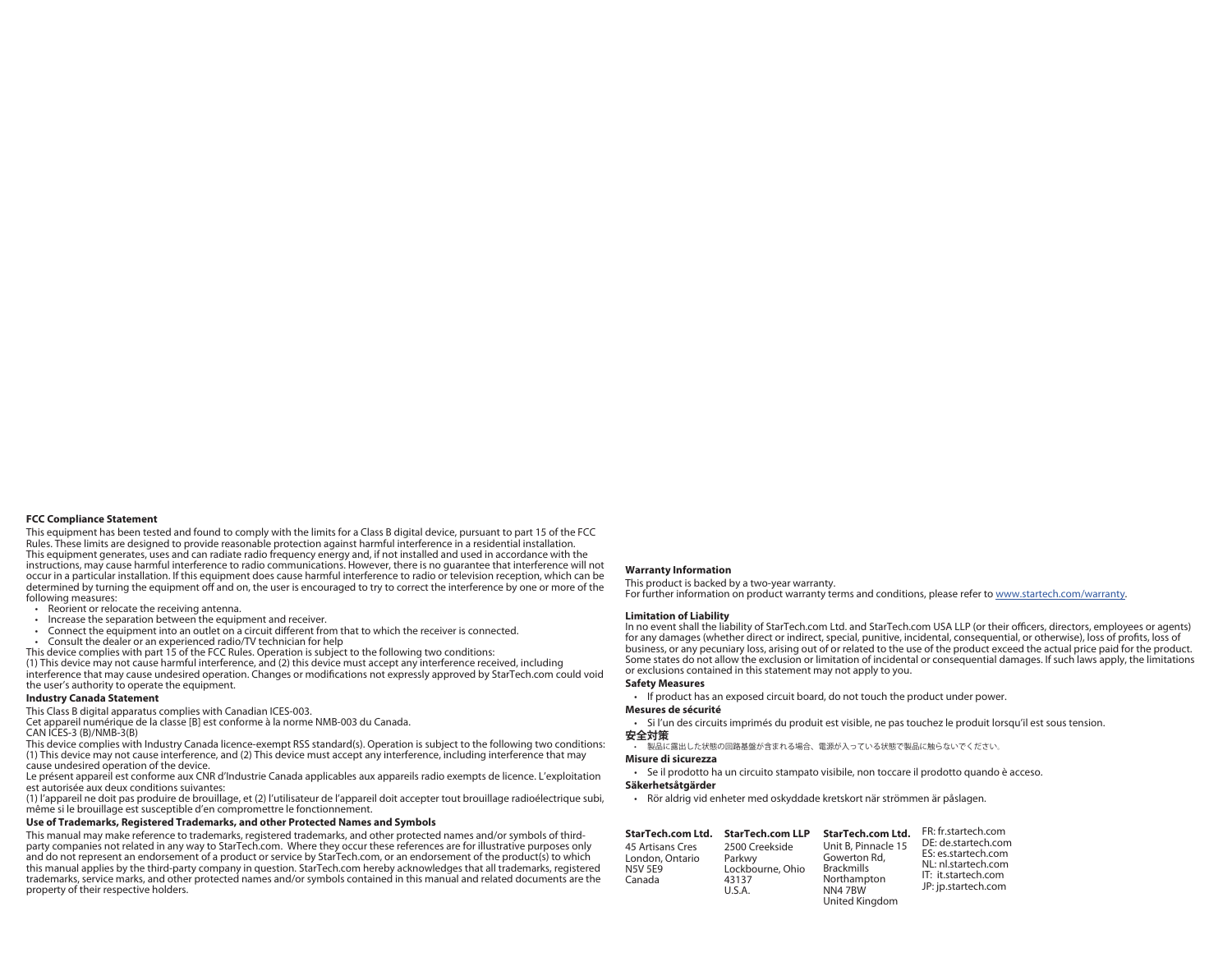**FCC Compliance Statement**

This equipment has been tested and found to comply with the limits for a Class B digital device, pursuant to part 15 of the FCC Rules. These limits are designed to provide reasonable protection against harmful interference in a residential installation. This equipment generates, uses and can radiate radio frequency energy and, if not installed and used in accordance with the instructions, may cause harmful interference to radio communications. However, there is no guarantee that interference will not occur in a particular installation. If this equipment does cause harmful interference to radio or television reception, which can be determined by turning the equipment off and on, the user is encouraged to try to correct the interference by one or more of the following measures:

- Reorient or relocate the receiving antenna.
- Increase the separation between the equipment and receiver.
- Connect the equipment into an outlet on a circuit different from that to which the receiver is connected.
- Consult the dealer or an experienced radio/TV technician for help

This device complies with part 15 of the FCC Rules. Operation is subject to the following two conditions:
(1) This device may not cause harmful interference, and (2) this device must accept any interference received, including interference that may cause undesired operation. Changes or modifications not expressly approved by StarTech.com could void the user's authority to operate the equipment.

**Industry Canada Statement**

This Class B digital apparatus complies with Canadian ICES-003.
Cet appareil numérique de la classe [B] est conforme à la norme NMB-003 du Canada.
CAN ICES-3 (B)/NMB-3(B)
This device complies with Industry Canada licence-exempt RSS standard(s). Operation is subject to the following two conditions: (1) This device may not cause interference, and (2) This device must accept any interference, including interference that may cause undesired operation of the device.
Le présent appareil est conforme aux CNR d'Industrie Canada applicables aux appareils radio exempts de licence. L'exploitation est autorisée aux deux conditions suivantes:
(1) l'appareil ne doit pas produire de brouillage, et (2) l'utilisateur de l'appareil doit accepter tout brouillage radioélectrique subi, même si le brouillage est susceptible d'en compromettre le fonctionnement.

**Use of Trademarks, Registered Trademarks, and other Protected Names and Symbols**

This manual may make reference to trademarks, registered trademarks, and other protected names and/or symbols of third-party companies not related in any way to StarTech.com. Where they occur these references are for illustrative purposes only and do not represent an endorsement of a product or service by StarTech.com, or an endorsement of the product(s) to which this manual applies by the third-party company in question. StarTech.com hereby acknowledges that all trademarks, registered trademarks, service marks, and other protected names and/or symbols contained in this manual and related documents are the property of their respective holders.

**Warranty Information**

This product is backed by a two-year warranty.
For further information on product warranty terms and conditions, please refer to www.startech.com/warranty.

**Limitation of Liability**

In no event shall the liability of StarTech.com Ltd. and StarTech.com USA LLP (or their officers, directors, employees or agents) for any damages (whether direct or indirect, special, punitive, incidental, consequential, or otherwise), loss of profits, loss of business, or any pecuniary loss, arising out of or related to the use of the product exceed the actual price paid for the product. Some states do not allow the exclusion or limitation of incidental or consequential damages. If such laws apply, the limitations or exclusions contained in this statement may not apply to you.

**Safety Measures**

- If product has an exposed circuit board, do not touch the product under power.

**Mesures de sécurité**

- Si l'un des circuits imprimés du produit est visible, ne pas touchez le produit lorsqu'il est sous tension.

**安全対策**

- 製品に露出した状態の回路基盤が含まれる場合、電源が入っている状態で製品に触らないでください。

**Misure di sicurezza**

- Se il prodotto ha un circuito stampato visibile, non toccare il prodotto quando è acceso.

**Säkerhetsåtgärder**

- Rör aldrig vid enheter med oskyddade kretskort när strömmen är påslagen.

**StarTech.com Ltd.**
45 Artisans Cres
London, Ontario
N5V 5E9
Canada

**StarTech.com LLP**
2500 Creekside
Parkwy
Lockbourne, Ohio
43137
U.S.A.

**StarTech.com Ltd.**
Unit B, Pinnacle 15
Gowerton Rd,
Brackmills
Northampton
NN4 7BW
United Kingdom

FR: fr.startech.com
DE: de.startech.com
ES: es.startech.com
NL: nl.startech.com
IT: it.startech.com
JP: jp.startech.com